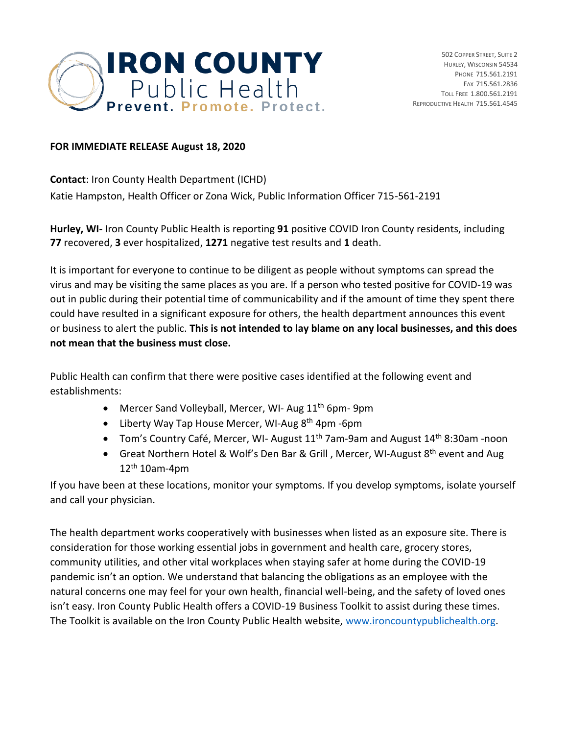# IRON COUNTY Public Health

**Prevent. Promote. Protect.**

502 Copper Street, Suite 2
Hurley, Wisconsin 54534
Phone 715.561.2191
Fax 715.561.2836
Toll Free 1.800.561.2191
Reproductive Health 715.561.4545

**FOR IMMEDIATE RELEASE August 18, 2020**

**Contact**: Iron County Health Department (ICHD)
Katie Hampston, Health Officer or Zona Wick, Public Information Officer 715-561-2191

**Hurley, WI-** Iron County Public Health is reporting **91** positive COVID Iron County residents, including **77** recovered, **3** ever hospitalized, **1271** negative test results and **1** death.

It is important for everyone to continue to be diligent as people without symptoms can spread the virus and may be visiting the same places as you are. If a person who tested positive for COVID-19 was out in public during their potential time of communicability and if the amount of time they spent there could have resulted in a significant exposure for others, the health department announces this event or business to alert the public. **This is not intended to lay blame on any local businesses, and this does not mean that the business must close.**

Public Health can confirm that there were positive cases identified at the following event and establishments:

- Mercer Sand Volleyball, Mercer, WI- Aug 11th 6pm- 9pm
- Liberty Way Tap House Mercer, WI-Aug 8th 4pm -6pm
- Tom's Country Café, Mercer, WI- August 11th 7am-9am and August 14th 8:30am -noon
- Great Northern Hotel & Wolf's Den Bar & Grill , Mercer, WI-August 8th event and Aug 12th 10am-4pm

If you have been at these locations, monitor your symptoms. If you develop symptoms, isolate yourself and call your physician.

The health department works cooperatively with businesses when listed as an exposure site. There is consideration for those working essential jobs in government and health care, grocery stores, community utilities, and other vital workplaces when staying safer at home during the COVID-19 pandemic isn't an option. We understand that balancing the obligations as an employee with the natural concerns one may feel for your own health, financial well-being, and the safety of loved ones isn't easy. Iron County Public Health offers a COVID-19 Business Toolkit to assist during these times. The Toolkit is available on the Iron County Public Health website, www.ironcountypublichealth.org.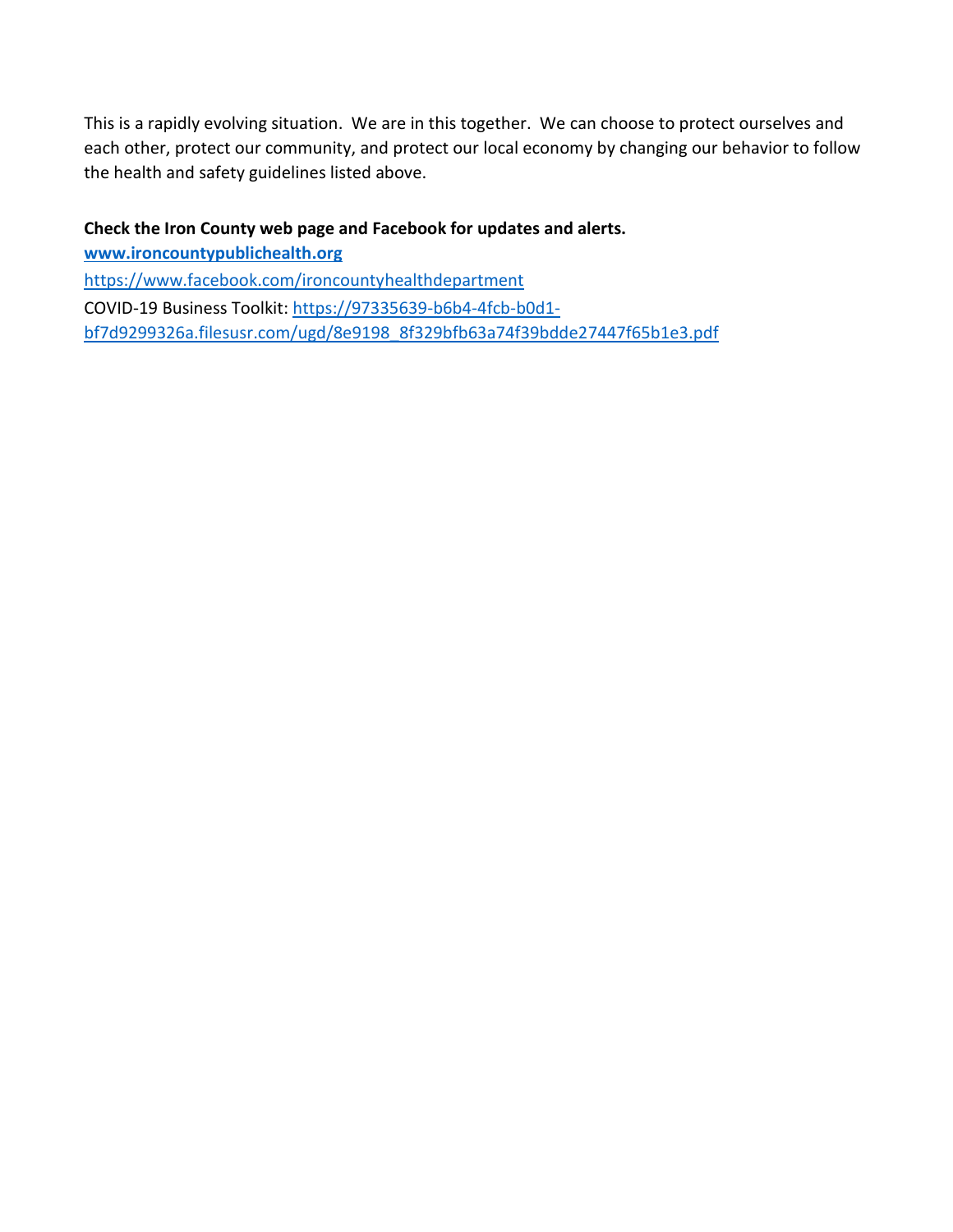This is a rapidly evolving situation. We are in this together. We can choose to protect ourselves and each other, protect our community, and protect our local economy by changing our behavior to follow the health and safety guidelines listed above.

**Check the Iron County web page and Facebook for updates and alerts.**

**www.ironcountypublichealth.org**

https://www.facebook.com/ironcountyhealthdepartment

COVID-19 Business Toolkit: https://97335639-b6b4-4fcb-b0d1-bf7d9299326a.filesusr.com/ugd/8e9198_8f329bfb63a74f39bdde27447f65b1e3.pdf